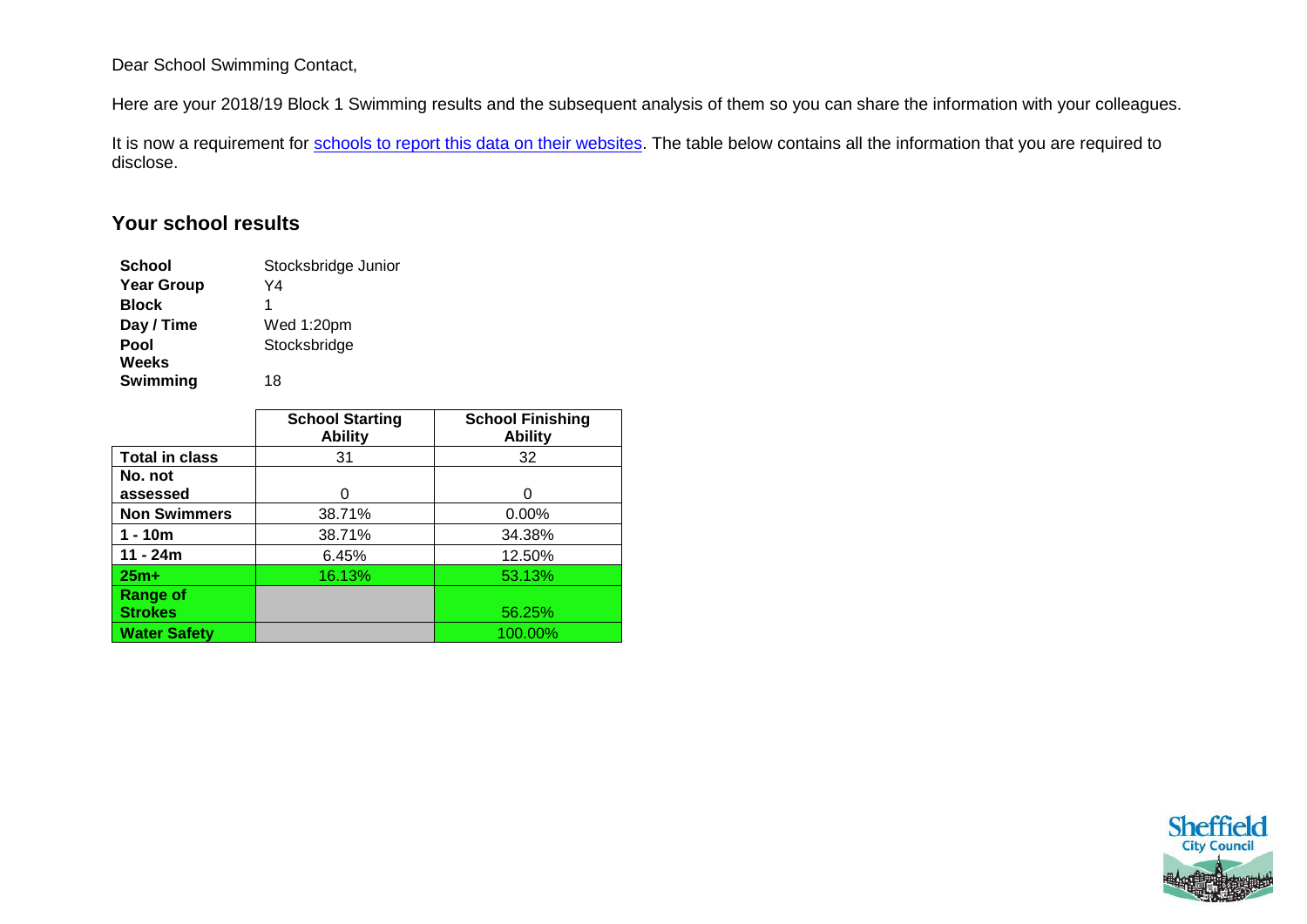Dear School Swimming Contact,

Here are your 2018/19 Block 1 Swimming results and the subsequent analysis of them so you can share the information with your colleagues.

It is now a requirement for schools to report this data on their websites. The table below contains all the information that you are required to disclose.

## Your school results

| | |
|---|---|
| **School** | Stocksbridge Junior |
| **Year Group** | Y4 |
| **Block** | 1 |
| **Day / Time** | Wed 1:20pm |
| **Pool** | Stocksbridge |
| **Weeks Swimming** | 18 |

| | School Starting Ability | School Finishing Ability |
|---|---|---|
| **Total in class** | 31 | 32 |
| **No. not assessed** | 0 | 0 |
| **Non Swimmers** | 38.71% | 0.00% |
| **1 - 10m** | 38.71% | 34.38% |
| **11 - 24m** | 6.45% | 12.50% |
| **25m+** | 16.13% | 53.13% |
| **Range of Strokes** | | 56.25% |
| **Water Safety** | | 100.00% |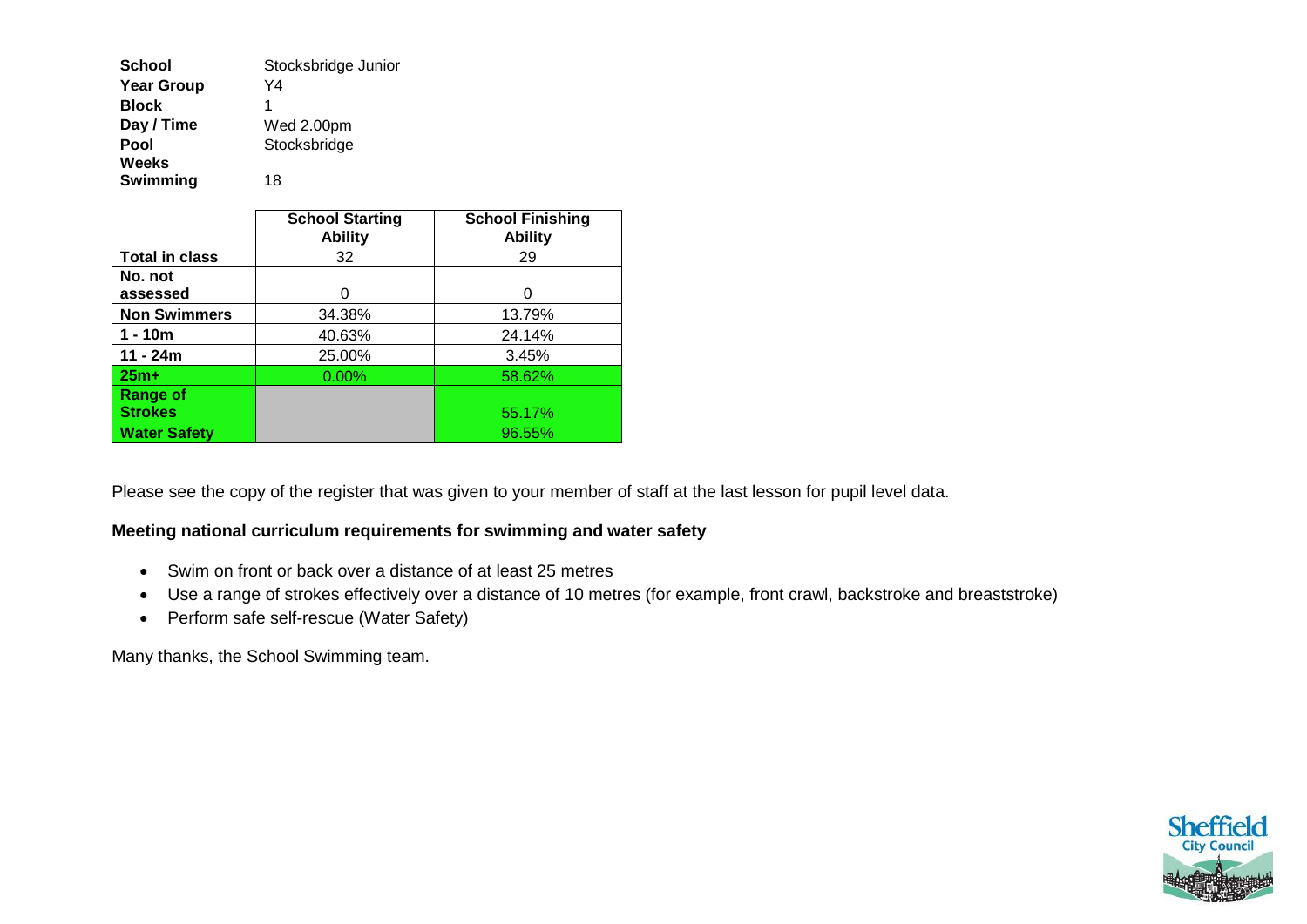| | |
|---|---|
| **School** | Stocksbridge Junior |
| **Year Group** | Y4 |
| **Block** | 1 |
| **Day / Time** | Wed 2.00pm |
| **Pool** | Stocksbridge |
| **Weeks Swimming** | 18 |

| | School Starting Ability | School Finishing Ability |
|---|---|---|
| **Total in class** | 32 | 29 |
| **No. not assessed** | 0 | 0 |
| **Non Swimmers** | 34.38% | 13.79% |
| **1 - 10m** | 40.63% | 24.14% |
| **11 - 24m** | 25.00% | 3.45% |
| **25m+** | 0.00% | 58.62% |
| **Range of Strokes** | | 55.17% |
| **Water Safety** | | 96.55% |

Please see the copy of the register that was given to your member of staff at the last lesson for pupil level data.

**Meeting national curriculum requirements for swimming and water safety**

- Swim on front or back over a distance of at least 25 metres
- Use a range of strokes effectively over a distance of 10 metres (for example, front crawl, backstroke and breaststroke)
- Perform safe self-rescue (Water Safety)

Many thanks, the School Swimming team.

Sheffield City Council